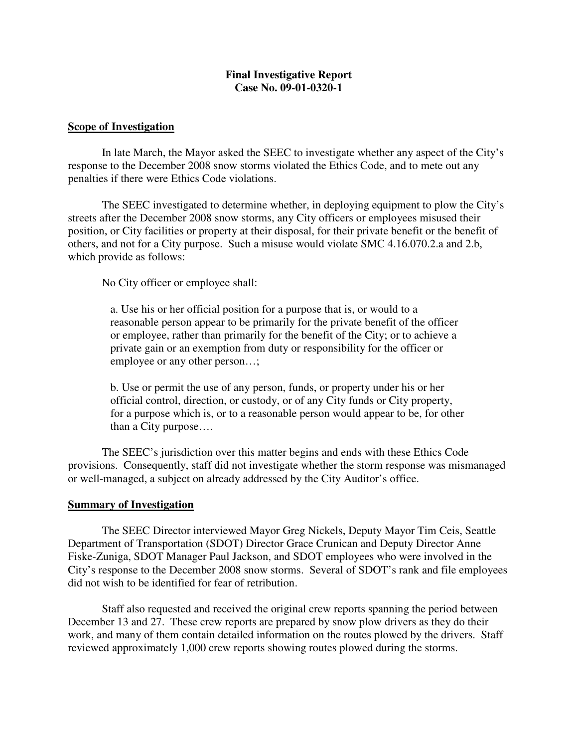**Final Investigative Report**
**Case No. 09-01-0320-1**

## Scope of Investigation

In late March, the Mayor asked the SEEC to investigate whether any aspect of the City's response to the December 2008 snow storms violated the Ethics Code, and to mete out any penalties if there were Ethics Code violations.

The SEEC investigated to determine whether, in deploying equipment to plow the City's streets after the December 2008 snow storms, any City officers or employees misused their position, or City facilities or property at their disposal, for their private benefit or the benefit of others, and not for a City purpose. Such a misuse would violate SMC 4.16.070.2.a and 2.b, which provide as follows:

> No City officer or employee shall:
>
> a. Use his or her official position for a purpose that is, or would to a reasonable person appear to be primarily for the private benefit of the officer or employee, rather than primarily for the benefit of the City; or to achieve a private gain or an exemption from duty or responsibility for the officer or employee or any other person…;
>
> b. Use or permit the use of any person, funds, or property under his or her official control, direction, or custody, or of any City funds or City property, for a purpose which is, or to a reasonable person would appear to be, for other than a City purpose….

The SEEC's jurisdiction over this matter begins and ends with these Ethics Code provisions. Consequently, staff did not investigate whether the storm response was mismanaged or well-managed, a subject on already addressed by the City Auditor's office.

## Summary of Investigation

The SEEC Director interviewed Mayor Greg Nickels, Deputy Mayor Tim Ceis, Seattle Department of Transportation (SDOT) Director Grace Crunican and Deputy Director Anne Fiske-Zuniga, SDOT Manager Paul Jackson, and SDOT employees who were involved in the City's response to the December 2008 snow storms. Several of SDOT's rank and file employees did not wish to be identified for fear of retribution.

Staff also requested and received the original crew reports spanning the period between December 13 and 27. These crew reports are prepared by snow plow drivers as they do their work, and many of them contain detailed information on the routes plowed by the drivers. Staff reviewed approximately 1,000 crew reports showing routes plowed during the storms.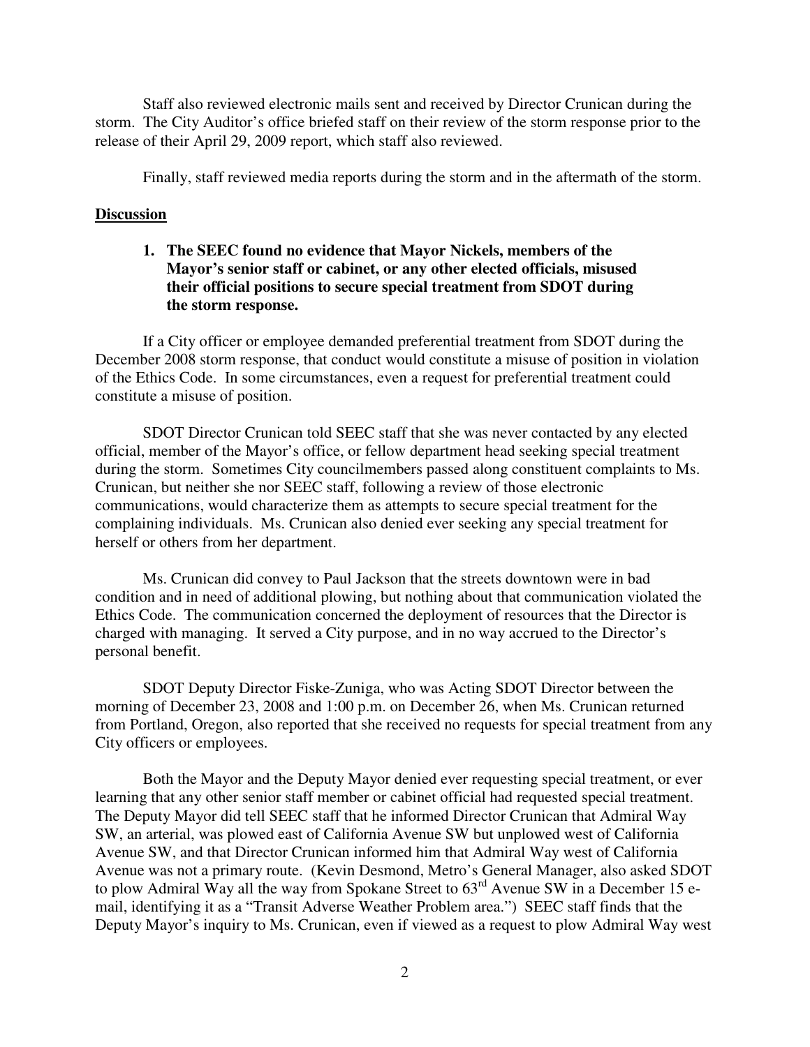Staff also reviewed electronic mails sent and received by Director Crunican during the storm. The City Auditor's office briefed staff on their review of the storm response prior to the release of their April 29, 2009 report, which staff also reviewed.

Finally, staff reviewed media reports during the storm and in the aftermath of the storm.

## Discussion

**1. The SEEC found no evidence that Mayor Nickels, members of the Mayor's senior staff or cabinet, or any other elected officials, misused their official positions to secure special treatment from SDOT during the storm response.**

If a City officer or employee demanded preferential treatment from SDOT during the December 2008 storm response, that conduct would constitute a misuse of position in violation of the Ethics Code. In some circumstances, even a request for preferential treatment could constitute a misuse of position.

SDOT Director Crunican told SEEC staff that she was never contacted by any elected official, member of the Mayor's office, or fellow department head seeking special treatment during the storm. Sometimes City councilmembers passed along constituent complaints to Ms. Crunican, but neither she nor SEEC staff, following a review of those electronic communications, would characterize them as attempts to secure special treatment for the complaining individuals. Ms. Crunican also denied ever seeking any special treatment for herself or others from her department.

Ms. Crunican did convey to Paul Jackson that the streets downtown were in bad condition and in need of additional plowing, but nothing about that communication violated the Ethics Code. The communication concerned the deployment of resources that the Director is charged with managing. It served a City purpose, and in no way accrued to the Director's personal benefit.

SDOT Deputy Director Fiske-Zuniga, who was Acting SDOT Director between the morning of December 23, 2008 and 1:00 p.m. on December 26, when Ms. Crunican returned from Portland, Oregon, also reported that she received no requests for special treatment from any City officers or employees.

Both the Mayor and the Deputy Mayor denied ever requesting special treatment, or ever learning that any other senior staff member or cabinet official had requested special treatment. The Deputy Mayor did tell SEEC staff that he informed Director Crunican that Admiral Way SW, an arterial, was plowed east of California Avenue SW but unplowed west of California Avenue SW, and that Director Crunican informed him that Admiral Way west of California Avenue was not a primary route. (Kevin Desmond, Metro's General Manager, also asked SDOT to plow Admiral Way all the way from Spokane Street to 63rd Avenue SW in a December 15 e-mail, identifying it as a "Transit Adverse Weather Problem area.") SEEC staff finds that the Deputy Mayor's inquiry to Ms. Crunican, even if viewed as a request to plow Admiral Way west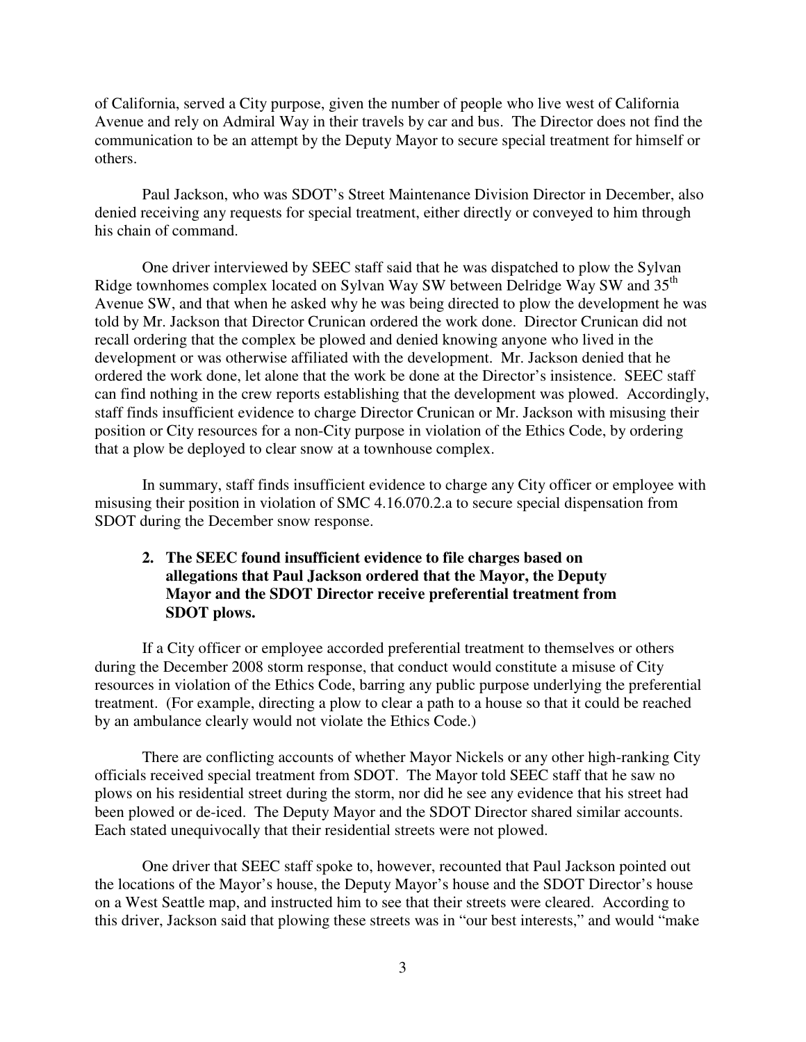of California, served a City purpose, given the number of people who live west of California Avenue and rely on Admiral Way in their travels by car and bus. The Director does not find the communication to be an attempt by the Deputy Mayor to secure special treatment for himself or others.

Paul Jackson, who was SDOT's Street Maintenance Division Director in December, also denied receiving any requests for special treatment, either directly or conveyed to him through his chain of command.

One driver interviewed by SEEC staff said that he was dispatched to plow the Sylvan Ridge townhomes complex located on Sylvan Way SW between Delridge Way SW and 35th Avenue SW, and that when he asked why he was being directed to plow the development he was told by Mr. Jackson that Director Crunican ordered the work done. Director Crunican did not recall ordering that the complex be plowed and denied knowing anyone who lived in the development or was otherwise affiliated with the development. Mr. Jackson denied that he ordered the work done, let alone that the work be done at the Director's insistence. SEEC staff can find nothing in the crew reports establishing that the development was plowed. Accordingly, staff finds insufficient evidence to charge Director Crunican or Mr. Jackson with misusing their position or City resources for a non-City purpose in violation of the Ethics Code, by ordering that a plow be deployed to clear snow at a townhouse complex.

In summary, staff finds insufficient evidence to charge any City officer or employee with misusing their position in violation of SMC 4.16.070.2.a to secure special dispensation from SDOT during the December snow response.

2. **The SEEC found insufficient evidence to file charges based on allegations that Paul Jackson ordered that the Mayor, the Deputy Mayor and the SDOT Director receive preferential treatment from SDOT plows.**

If a City officer or employee accorded preferential treatment to themselves or others during the December 2008 storm response, that conduct would constitute a misuse of City resources in violation of the Ethics Code, barring any public purpose underlying the preferential treatment. (For example, directing a plow to clear a path to a house so that it could be reached by an ambulance clearly would not violate the Ethics Code.)

There are conflicting accounts of whether Mayor Nickels or any other high-ranking City officials received special treatment from SDOT. The Mayor told SEEC staff that he saw no plows on his residential street during the storm, nor did he see any evidence that his street had been plowed or de-iced. The Deputy Mayor and the SDOT Director shared similar accounts. Each stated unequivocally that their residential streets were not plowed.

One driver that SEEC staff spoke to, however, recounted that Paul Jackson pointed out the locations of the Mayor's house, the Deputy Mayor's house and the SDOT Director's house on a West Seattle map, and instructed him to see that their streets were cleared. According to this driver, Jackson said that plowing these streets was in "our best interests," and would "make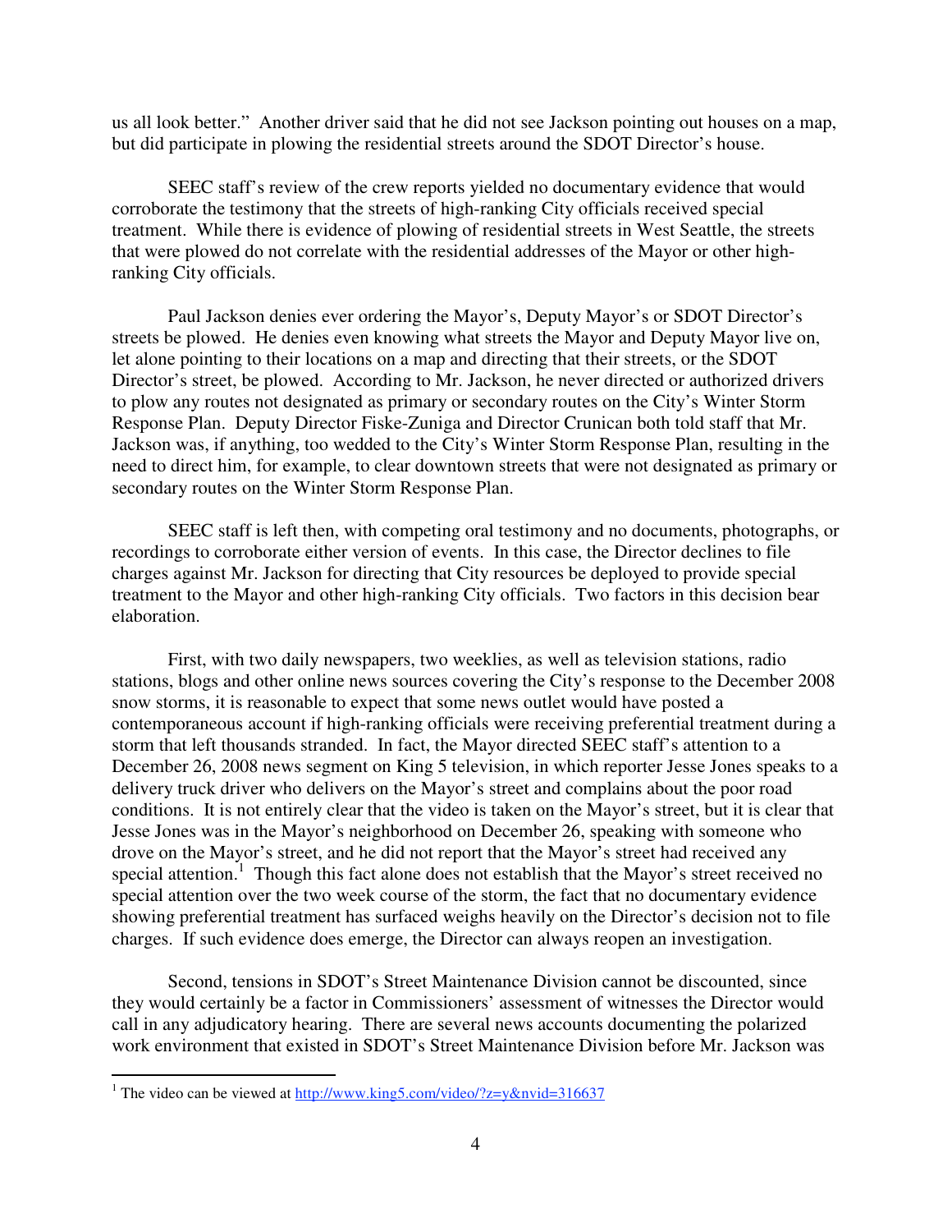us all look better." Another driver said that he did not see Jackson pointing out houses on a map, but did participate in plowing the residential streets around the SDOT Director's house.

SEEC staff's review of the crew reports yielded no documentary evidence that would corroborate the testimony that the streets of high-ranking City officials received special treatment. While there is evidence of plowing of residential streets in West Seattle, the streets that were plowed do not correlate with the residential addresses of the Mayor or other high-ranking City officials.

Paul Jackson denies ever ordering the Mayor's, Deputy Mayor's or SDOT Director's streets be plowed. He denies even knowing what streets the Mayor and Deputy Mayor live on, let alone pointing to their locations on a map and directing that their streets, or the SDOT Director's street, be plowed. According to Mr. Jackson, he never directed or authorized drivers to plow any routes not designated as primary or secondary routes on the City's Winter Storm Response Plan. Deputy Director Fiske-Zuniga and Director Crunican both told staff that Mr. Jackson was, if anything, too wedded to the City's Winter Storm Response Plan, resulting in the need to direct him, for example, to clear downtown streets that were not designated as primary or secondary routes on the Winter Storm Response Plan.

SEEC staff is left then, with competing oral testimony and no documents, photographs, or recordings to corroborate either version of events. In this case, the Director declines to file charges against Mr. Jackson for directing that City resources be deployed to provide special treatment to the Mayor and other high-ranking City officials. Two factors in this decision bear elaboration.

First, with two daily newspapers, two weeklies, as well as television stations, radio stations, blogs and other online news sources covering the City's response to the December 2008 snow storms, it is reasonable to expect that some news outlet would have posted a contemporaneous account if high-ranking officials were receiving preferential treatment during a storm that left thousands stranded. In fact, the Mayor directed SEEC staff's attention to a December 26, 2008 news segment on King 5 television, in which reporter Jesse Jones speaks to a delivery truck driver who delivers on the Mayor's street and complains about the poor road conditions. It is not entirely clear that the video is taken on the Mayor's street, but it is clear that Jesse Jones was in the Mayor's neighborhood on December 26, speaking with someone who drove on the Mayor's street, and he did not report that the Mayor's street had received any special attention.[1] Though this fact alone does not establish that the Mayor's street received no special attention over the two week course of the storm, the fact that no documentary evidence showing preferential treatment has surfaced weighs heavily on the Director's decision not to file charges. If such evidence does emerge, the Director can always reopen an investigation.

Second, tensions in SDOT's Street Maintenance Division cannot be discounted, since they would certainly be a factor in Commissioners' assessment of witnesses the Director would call in any adjudicatory hearing. There are several news accounts documenting the polarized work environment that existed in SDOT's Street Maintenance Division before Mr. Jackson was

---

[1] The video can be viewed at http://www.king5.com/video/?z=y&nvid=316637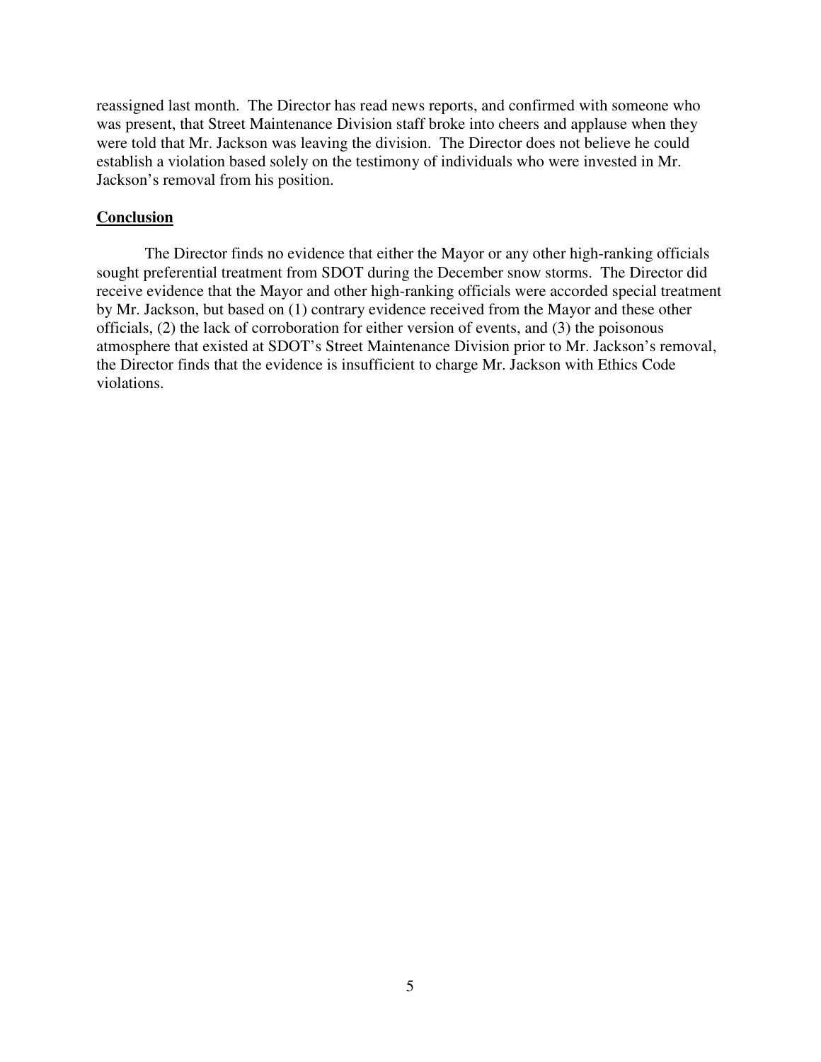reassigned last month. The Director has read news reports, and confirmed with someone who was present, that Street Maintenance Division staff broke into cheers and applause when they were told that Mr. Jackson was leaving the division. The Director does not believe he could establish a violation based solely on the testimony of individuals who were invested in Mr. Jackson's removal from his position.

**Conclusion**

The Director finds no evidence that either the Mayor or any other high-ranking officials sought preferential treatment from SDOT during the December snow storms. The Director did receive evidence that the Mayor and other high-ranking officials were accorded special treatment by Mr. Jackson, but based on (1) contrary evidence received from the Mayor and these other officials, (2) the lack of corroboration for either version of events, and (3) the poisonous atmosphere that existed at SDOT's Street Maintenance Division prior to Mr. Jackson's removal, the Director finds that the evidence is insufficient to charge Mr. Jackson with Ethics Code violations.